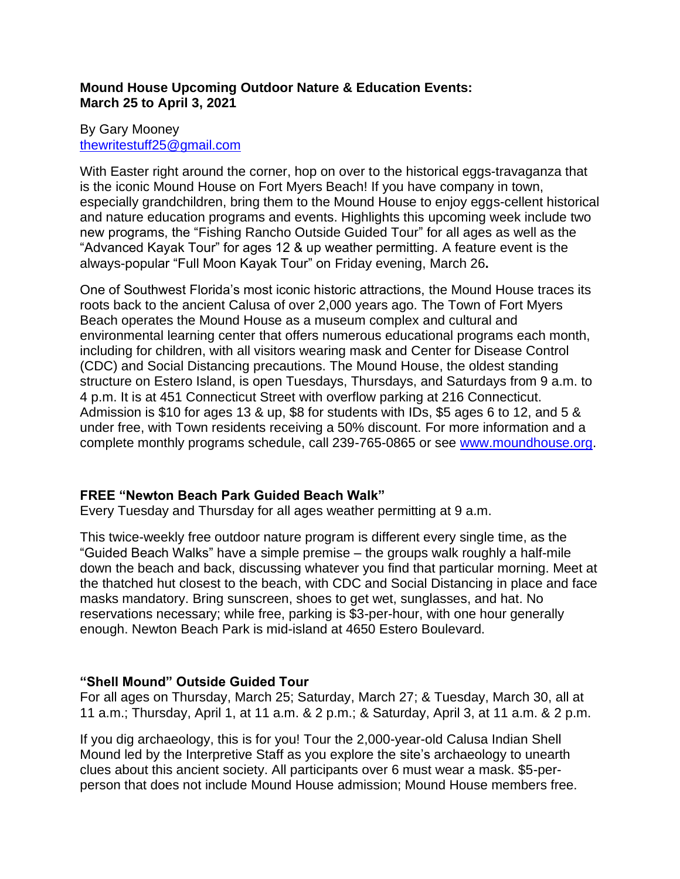**Mound House Upcoming Outdoor Nature & Education Events:
March 25 to April 3, 2021**

By Gary Mooney
thewritestuff25@gmail.com

With Easter right around the corner, hop on over to the historical eggs-travaganza that is the iconic Mound House on Fort Myers Beach! If you have company in town, especially grandchildren, bring them to the Mound House to enjoy eggs-cellent historical and nature education programs and events. Highlights this upcoming week include two new programs, the "Fishing Rancho Outside Guided Tour" for all ages as well as the "Advanced Kayak Tour" for ages 12 & up weather permitting. A feature event is the always-popular "Full Moon Kayak Tour" on Friday evening, March 26**.**

One of Southwest Florida's most iconic historic attractions, the Mound House traces its roots back to the ancient Calusa of over 2,000 years ago. The Town of Fort Myers Beach operates the Mound House as a museum complex and cultural and environmental learning center that offers numerous educational programs each month, including for children, with all visitors wearing mask and Center for Disease Control (CDC) and Social Distancing precautions. The Mound House, the oldest standing structure on Estero Island, is open Tuesdays, Thursdays, and Saturdays from 9 a.m. to 4 p.m. It is at 451 Connecticut Street with overflow parking at 216 Connecticut. Admission is $10 for ages 13 & up, $8 for students with IDs, $5 ages 6 to 12, and 5 & under free, with Town residents receiving a 50% discount. For more information and a complete monthly programs schedule, call 239-765-0865 or see www.moundhouse.org.

**FREE "Newton Beach Park Guided Beach Walk"**
Every Tuesday and Thursday for all ages weather permitting at 9 a.m.

This twice-weekly free outdoor nature program is different every single time, as the "Guided Beach Walks" have a simple premise – the groups walk roughly a half-mile down the beach and back, discussing whatever you find that particular morning. Meet at the thatched hut closest to the beach, with CDC and Social Distancing in place and face masks mandatory. Bring sunscreen, shoes to get wet, sunglasses, and hat. No reservations necessary; while free, parking is $3-per-hour, with one hour generally enough. Newton Beach Park is mid-island at 4650 Estero Boulevard.

**"Shell Mound" Outside Guided Tour**
For all ages on Thursday, March 25; Saturday, March 27; & Tuesday, March 30, all at 11 a.m.; Thursday, April 1, at 11 a.m. & 2 p.m.; & Saturday, April 3, at 11 a.m. & 2 p.m.

If you dig archaeology, this is for you! Tour the 2,000-year-old Calusa Indian Shell Mound led by the Interpretive Staff as you explore the site's archaeology to unearth clues about this ancient society. All participants over 6 must wear a mask. $5-per-person that does not include Mound House admission; Mound House members free.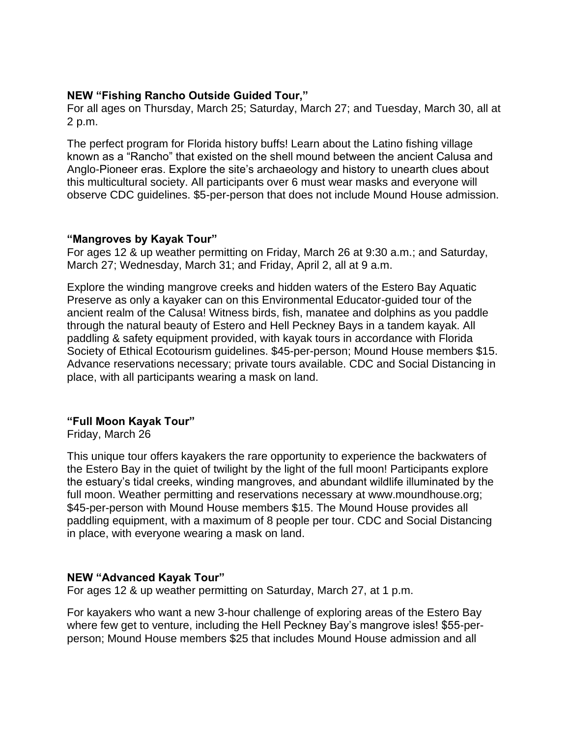**NEW "Fishing Rancho Outside Guided Tour,"**
For all ages on Thursday, March 25; Saturday, March 27; and Tuesday, March 30, all at 2 p.m.

The perfect program for Florida history buffs! Learn about the Latino fishing village known as a "Rancho" that existed on the shell mound between the ancient Calusa and Anglo-Pioneer eras. Explore the site's archaeology and history to unearth clues about this multicultural society. All participants over 6 must wear masks and everyone will observe CDC guidelines. $5-per-person that does not include Mound House admission.

**"Mangroves by Kayak Tour"**
For ages 12 & up weather permitting on Friday, March 26 at 9:30 a.m.; and Saturday, March 27; Wednesday, March 31; and Friday, April 2, all at 9 a.m.

Explore the winding mangrove creeks and hidden waters of the Estero Bay Aquatic Preserve as only a kayaker can on this Environmental Educator-guided tour of the ancient realm of the Calusa! Witness birds, fish, manatee and dolphins as you paddle through the natural beauty of Estero and Hell Peckney Bays in a tandem kayak. All paddling & safety equipment provided, with kayak tours in accordance with Florida Society of Ethical Ecotourism guidelines. $45-per-person; Mound House members $15. Advance reservations necessary; private tours available. CDC and Social Distancing in place, with all participants wearing a mask on land.

**"Full Moon Kayak Tour"**
Friday, March 26

This unique tour offers kayakers the rare opportunity to experience the backwaters of the Estero Bay in the quiet of twilight by the light of the full moon! Participants explore the estuary's tidal creeks, winding mangroves, and abundant wildlife illuminated by the full moon. Weather permitting and reservations necessary at www.moundhouse.org; $45-per-person with Mound House members $15. The Mound House provides all paddling equipment, with a maximum of 8 people per tour. CDC and Social Distancing in place, with everyone wearing a mask on land.

**NEW "Advanced Kayak Tour"**
For ages 12 & up weather permitting on Saturday, March 27, at 1 p.m.

For kayakers who want a new 3-hour challenge of exploring areas of the Estero Bay where few get to venture, including the Hell Peckney Bay's mangrove isles! $55-per-person; Mound House members $25 that includes Mound House admission and all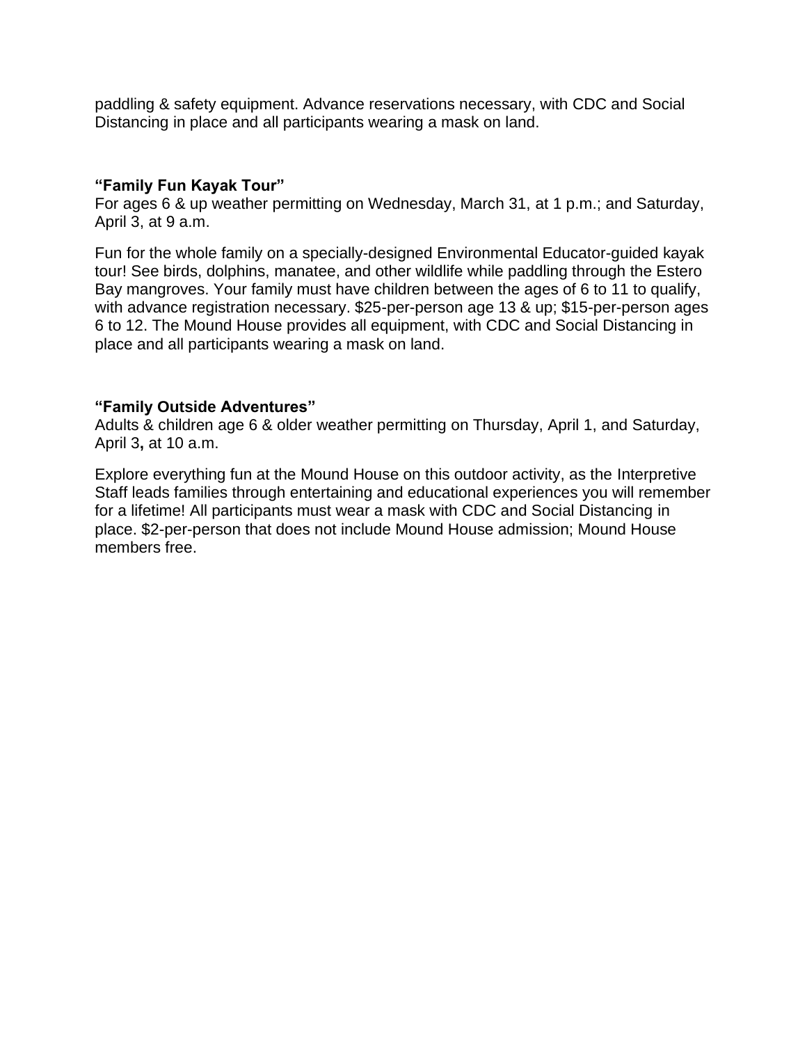paddling & safety equipment. Advance reservations necessary, with CDC and Social Distancing in place and all participants wearing a mask on land.

**"Family Fun Kayak Tour"**
For ages 6 & up weather permitting on Wednesday, March 31, at 1 p.m.; and Saturday, April 3, at 9 a.m.

Fun for the whole family on a specially-designed Environmental Educator-guided kayak tour! See birds, dolphins, manatee, and other wildlife while paddling through the Estero Bay mangroves. Your family must have children between the ages of 6 to 11 to qualify, with advance registration necessary. $25-per-person age 13 & up; $15-per-person ages 6 to 12. The Mound House provides all equipment, with CDC and Social Distancing in place and all participants wearing a mask on land.

**"Family Outside Adventures"**
Adults & children age 6 & older weather permitting on Thursday, April 1, and Saturday, April 3**,** at 10 a.m.

Explore everything fun at the Mound House on this outdoor activity, as the Interpretive Staff leads families through entertaining and educational experiences you will remember for a lifetime! All participants must wear a mask with CDC and Social Distancing in place. $2-per-person that does not include Mound House admission; Mound House members free.